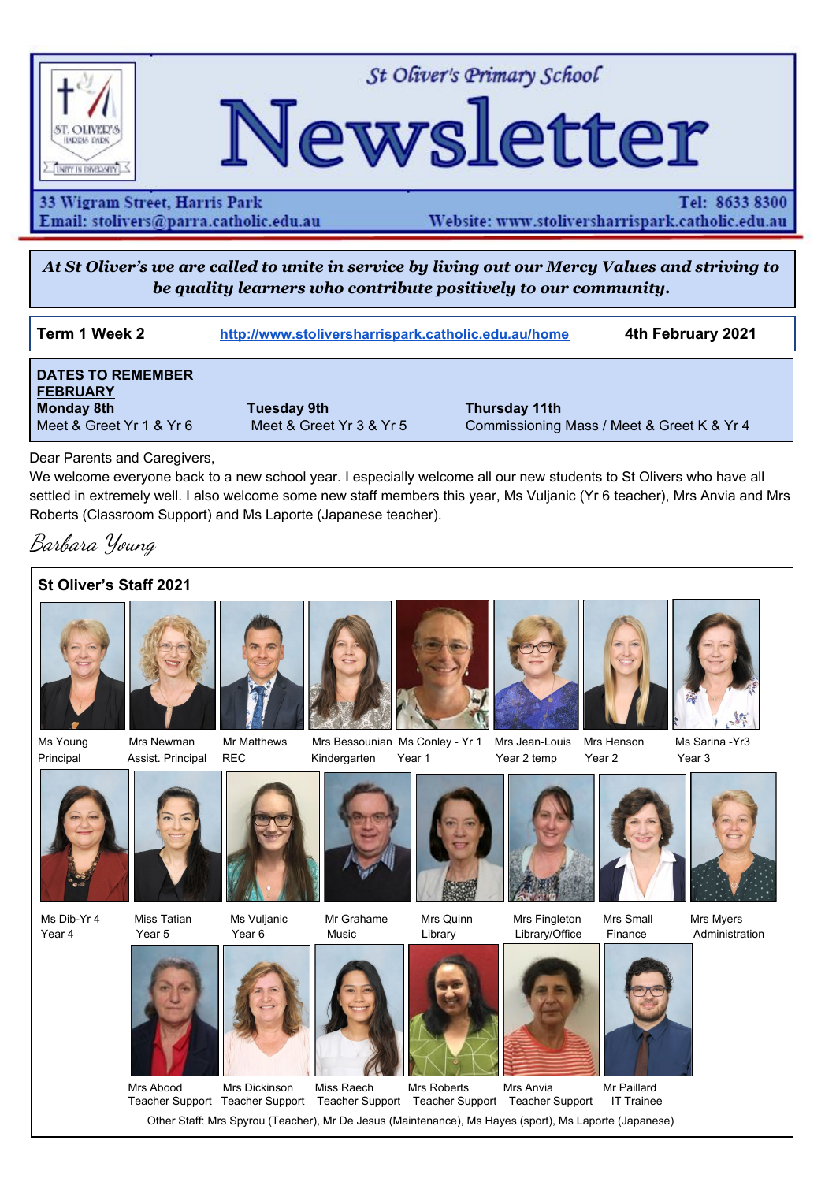# St Oliver's Primary School Newsletter

33 Wigram Street, Harris Park
Email: stolivers@parra.catholic.edu.au

Tel: 8633 8300
Website: www.stoliversharrispark.catholic.edu.au

***At St Oliver's we are called to unite in service by living out our Mercy Values and striving to be quality learners who contribute positively to our community.***

**Term 1 Week 2** | http://www.stoliversharrispark.catholic.edu.au/home | **4th February 2021**

**DATES TO REMEMBER**
**FEBRUARY**

| | | |
|---|---|---|
| **Monday 8th** | **Tuesday 9th** | **Thursday 11th** |
| Meet & Greet Yr 1 & Yr 6 | Meet & Greet Yr 3 & Yr 5 | Commissioning Mass / Meet & Greet K & Yr 4 |

Dear Parents and Caregivers,

We welcome everyone back to a new school year. I especially welcome all our new students to St Olivers who have all settled in extremely well. I also welcome some new staff members this year, Ms Vuljanic (Yr 6 teacher), Mrs Anvia and Mrs Roberts (Classroom Support) and Ms Laporte (Japanese teacher).

*Barbara Young*

## St Oliver's Staff 2021

Ms Young – Principal
Mrs Newman – Assist. Principal
Mr Matthews – REC
Mrs Bessounian – Kindergarten
Ms Conley - Yr 1 – Year 1
Mrs Jean-Louis – Year 2 temp
Mrs Henson – Year 2
Ms Sarina -Yr3 – Year 3
Ms Dib-Yr 4 – Year 4
Miss Tatian – Year 5
Ms Vuljanic – Year 6
Mr Grahame – Music
Mrs Quinn – Library
Mrs Fingleton – Library/Office
Mrs Small – Finance
Mrs Myers – Administration
Mrs Abood – Teacher Support
Mrs Dickinson – Teacher Support
Miss Raech – Teacher Support
Mrs Roberts – Teacher Support
Mrs Anvia – Teacher Support
Mr Paillard – IT Trainee

Other Staff: Mrs Spyrou (Teacher), Mr De Jesus (Maintenance), Ms Hayes (sport), Ms Laporte (Japanese)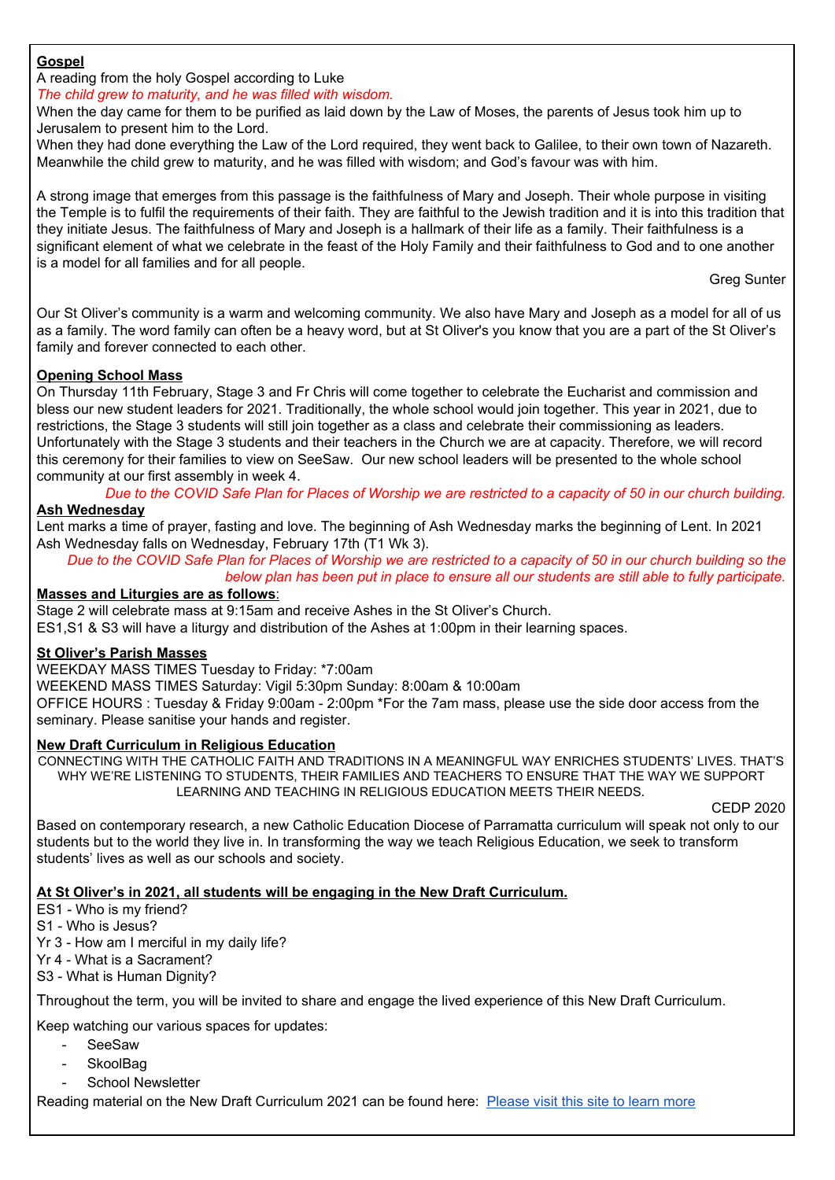**Gospel**

A reading from the holy Gospel according to Luke

*The child grew to maturity, and he was filled with wisdom.*

When the day came for them to be purified as laid down by the Law of Moses, the parents of Jesus took him up to Jerusalem to present him to the Lord.

When they had done everything the Law of the Lord required, they went back to Galilee, to their own town of Nazareth. Meanwhile the child grew to maturity, and he was filled with wisdom; and God's favour was with him.

A strong image that emerges from this passage is the faithfulness of Mary and Joseph. Their whole purpose in visiting the Temple is to fulfil the requirements of their faith. They are faithful to the Jewish tradition and it is into this tradition that they initiate Jesus. The faithfulness of Mary and Joseph is a hallmark of their life as a family. Their faithfulness is a significant element of what we celebrate in the feast of the Holy Family and their faithfulness to God and to one another is a model for all families and for all people.

Greg Sunter

Our St Oliver's community is a warm and welcoming community. We also have Mary and Joseph as a model for all of us as a family. The word family can often be a heavy word, but at St Oliver's you know that you are a part of the St Oliver's family and forever connected to each other.

**Opening School Mass**

On Thursday 11th February, Stage 3 and Fr Chris will come together to celebrate the Eucharist and commission and bless our new student leaders for 2021. Traditionally, the whole school would join together. This year in 2021, due to restrictions, the Stage 3 students will still join together as a class and celebrate their commissioning as leaders. Unfortunately with the Stage 3 students and their teachers in the Church we are at capacity. Therefore, we will record this ceremony for their families to view on SeeSaw. Our new school leaders will be presented to the whole school community at our first assembly in week 4.

*Due to the COVID Safe Plan for Places of Worship we are restricted to a capacity of 50 in our church building.*

**Ash Wednesday**

Lent marks a time of prayer, fasting and love. The beginning of Ash Wednesday marks the beginning of Lent. In 2021 Ash Wednesday falls on Wednesday, February 17th (T1 Wk 3).

*Due to the COVID Safe Plan for Places of Worship we are restricted to a capacity of 50 in our church building so the below plan has been put in place to ensure all our students are still able to fully participate.*

**Masses and Liturgies are as follows**:

Stage 2 will celebrate mass at 9:15am and receive Ashes in the St Oliver's Church.

ES1,S1 & S3 will have a liturgy and distribution of the Ashes at 1:00pm in their learning spaces.

**St Oliver's Parish Masses**

WEEKDAY MASS TIMES Tuesday to Friday: *7:00am

WEEKEND MASS TIMES Saturday: Vigil 5:30pm Sunday: 8:00am & 10:00am

OFFICE HOURS : Tuesday & Friday 9:00am - 2:00pm *For the 7am mass, please use the side door access from the seminary. Please sanitise your hands and register.

**New Draft Curriculum in Religious Education**

CONNECTING WITH THE CATHOLIC FAITH AND TRADITIONS IN A MEANINGFUL WAY ENRICHES STUDENTS' LIVES. THAT'S WHY WE'RE LISTENING TO STUDENTS, THEIR FAMILIES AND TEACHERS TO ENSURE THAT THE WAY WE SUPPORT LEARNING AND TEACHING IN RELIGIOUS EDUCATION MEETS THEIR NEEDS.

CEDP 2020

Based on contemporary research, a new Catholic Education Diocese of Parramatta curriculum will speak not only to our students but to the world they live in. In transforming the way we teach Religious Education, we seek to transform students' lives as well as our schools and society.

**At St Oliver's in 2021, all students will be engaging in the New Draft Curriculum.**

ES1 - Who is my friend?
S1 - Who is Jesus?
Yr 3 - How am I merciful in my daily life?
Yr 4 - What is a Sacrament?
S3 - What is Human Dignity?

Throughout the term, you will be invited to share and engage the lived experience of this New Draft Curriculum.

Keep watching our various spaces for updates:

- SeeSaw
- SkoolBag
- School Newsletter

Reading material on the New Draft Curriculum 2021 can be found here: Please visit this site to learn more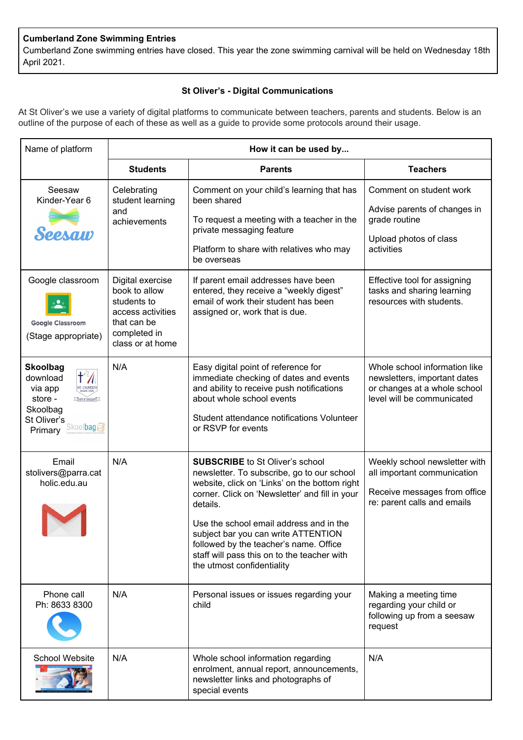**Cumberland Zone Swimming Entries**
Cumberland Zone swimming entries have closed. This year the zone swimming carnival will be held on Wednesday 18th April 2021.

**St Oliver's - Digital Communications**

At St Oliver's we use a variety of digital platforms to communicate between teachers, parents and students. Below is an outline of the purpose of each of these as well as a guide to provide some protocols around their usage.

| Name of platform | How it can be used by... | | |
|---|---|---|---|
| | **Students** | **Parents** | **Teachers** |
| Seesaw Kinder-Year 6 | Celebrating student learning and achievements | Comment on your child's learning that has been shared<br><br>To request a meeting with a teacher in the private messaging feature<br><br>Platform to share with relatives who may be overseas | Comment on student work<br><br>Advise parents of changes in grade routine<br><br>Upload photos of class activities |
| Google classroom<br>Google Classroom<br>(Stage appropriate) | Digital exercise book to allow students to access activities that can be completed in class or at home | If parent email addresses have been entered, they receive a "weekly digest" email of work their student has been assigned or, work that is due. | Effective tool for assigning tasks and sharing learning resources with students. |
| **Skoolbag** download via app store - Skoolbag St Oliver's Primary | N/A | Easy digital point of reference for immediate checking of dates and events and ability to receive push notifications about whole school events<br><br>Student attendance notifications Volunteer or RSVP for events | Whole school information like newsletters, important dates or changes at a whole school level will be communicated |
| Email stolivers@parra.catholic.edu.au | N/A | **SUBSCRIBE** to St Oliver's school newsletter. To subscribe, go to our school website, click on 'Links' on the bottom right corner. Click on 'Newsletter' and fill in your details.<br><br>Use the school email address and in the subject bar you can write ATTENTION followed by the teacher's name. Office staff will pass this on to the teacher with the utmost confidentiality | Weekly school newsletter with all important communication<br><br>Receive messages from office re: parent calls and emails |
| Phone call Ph: 8633 8300 | N/A | Personal issues or issues regarding your child | Making a meeting time regarding your child or following up from a seesaw request |
| School Website | N/A | Whole school information regarding enrolment, annual report, announcements, newsletter links and photographs of special events | N/A |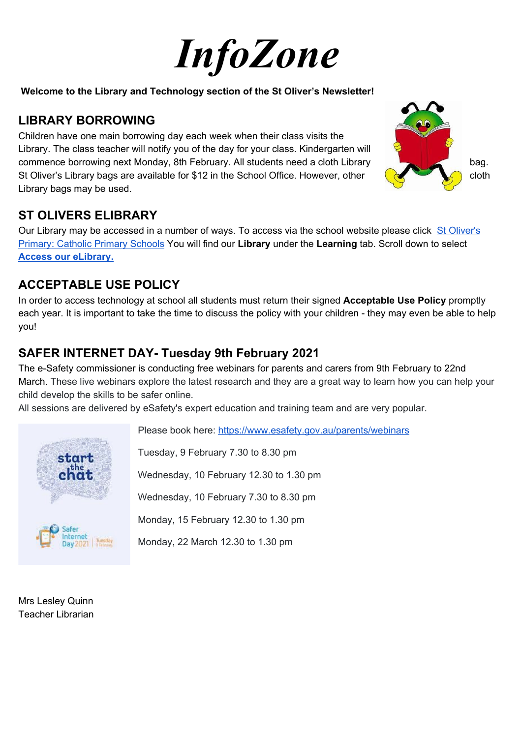# *InfoZone*

**Welcome to the Library and Technology section of the St Oliver's Newsletter!**

## LIBRARY BORROWING

Children have one main borrowing day each week when their class visits the Library. The class teacher will notify you of the day for your class. Kindergarten will commence borrowing next Monday, 8th February. All students need a cloth Library bag. St Oliver's Library bags are available for $12 in the School Office. However, other cloth Library bags may be used.

## ST OLIVERS ELIBRARY

Our Library may be accessed in a number of ways. To access via the school website please click St Oliver's Primary: Catholic Primary Schools You will find our **Library** under the **Learning** tab. Scroll down to select **Access our eLibrary.**

## ACCEPTABLE USE POLICY

In order to access technology at school all students must return their signed **Acceptable Use Policy** promptly each year. It is important to take the time to discuss the policy with your children - they may even be able to help you!

## SAFER INTERNET DAY- Tuesday 9th February 2021

The e-Safety commissioner is conducting free webinars for parents and carers from 9th February to 22nd March. These live webinars explore the latest research and they are a great way to learn how you can help your child develop the skills to be safer online.

All sessions are delivered by eSafety's expert education and training team and are very popular.

Please book here: https://www.esafety.gov.au/parents/webinars

Tuesday, 9 February 7.30 to 8.30 pm

Wednesday, 10 February 12.30 to 1.30 pm

Wednesday, 10 February 7.30 to 8.30 pm

Monday, 15 February 12.30 to 1.30 pm

Monday, 22 March 12.30 to 1.30 pm

Mrs Lesley Quinn
Teacher Librarian